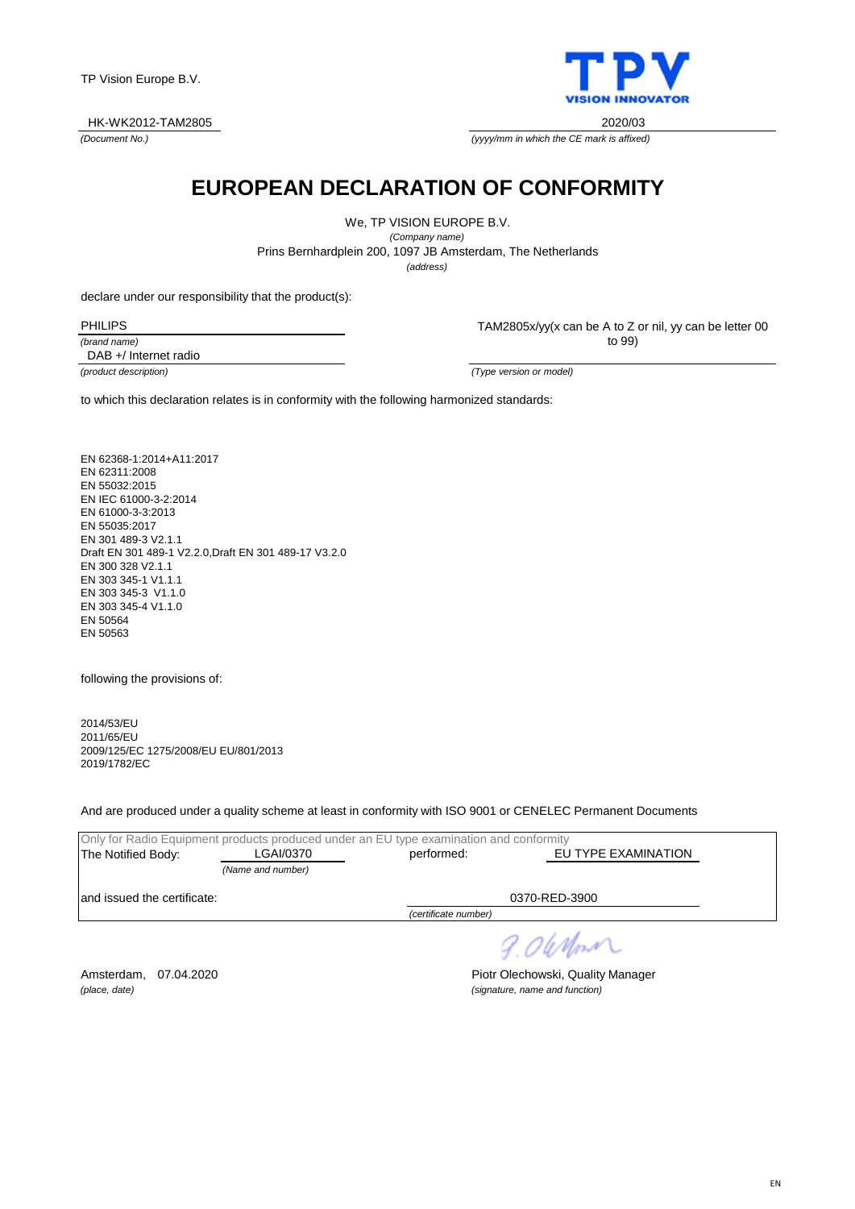TP Vision Europe B.V.

HK-WK2012-TAM2805
*(Document No.)*

2020/03
*(yyyy/mm in which the CE mark is affixed)*

# EUROPEAN DECLARATION OF CONFORMITY

We, TP VISION EUROPE B.V.
*(Company name)*
Prins Bernhardplein 200, 1097 JB Amsterdam, The Netherlands
*(address)*

declare under our responsibility that the product(s):

PHILIPS
*(brand name)*

TAM2805x/yy(x can be A to Z or nil, yy can be letter 00 to 99)
*(Type version or model)*

DAB +/ Internet radio
*(product description)*

to which this declaration relates is in conformity with the following harmonized standards:

EN 62368-1:2014+A11:2017
EN 62311:2008
EN 55032:2015
EN IEC 61000-3-2:2014
EN 61000-3-3:2013
EN 55035:2017
EN 301 489-3 V2.1.1
Draft EN 301 489-1 V2.2.0,Draft EN 301 489-17 V3.2.0
EN 300 328 V2.1.1
EN 303 345-1 V1.1.1
EN 303 345-3 V1.1.0
EN 303 345-4 V1.1.0
EN 50564
EN 50563

following the provisions of:

2014/53/EU
2011/65/EU
2009/125/EC 1275/2008/EU EU/801/2013
2019/1782/EC

And are produced under a quality scheme at least in conformity with ISO 9001 or CENELEC Permanent Documents

Only for Radio Equipment products produced under an EU type examination and conformity

The Notified Body: LGAI/0370 *(Name and number)* performed: EU TYPE EXAMINATION

and issued the certificate: 0370-RED-3900 *(certificate number)*

Amsterdam, 07.04.2020
*(place, date)*

Piotr Olechowski, Quality Manager
*(signature, name and function)*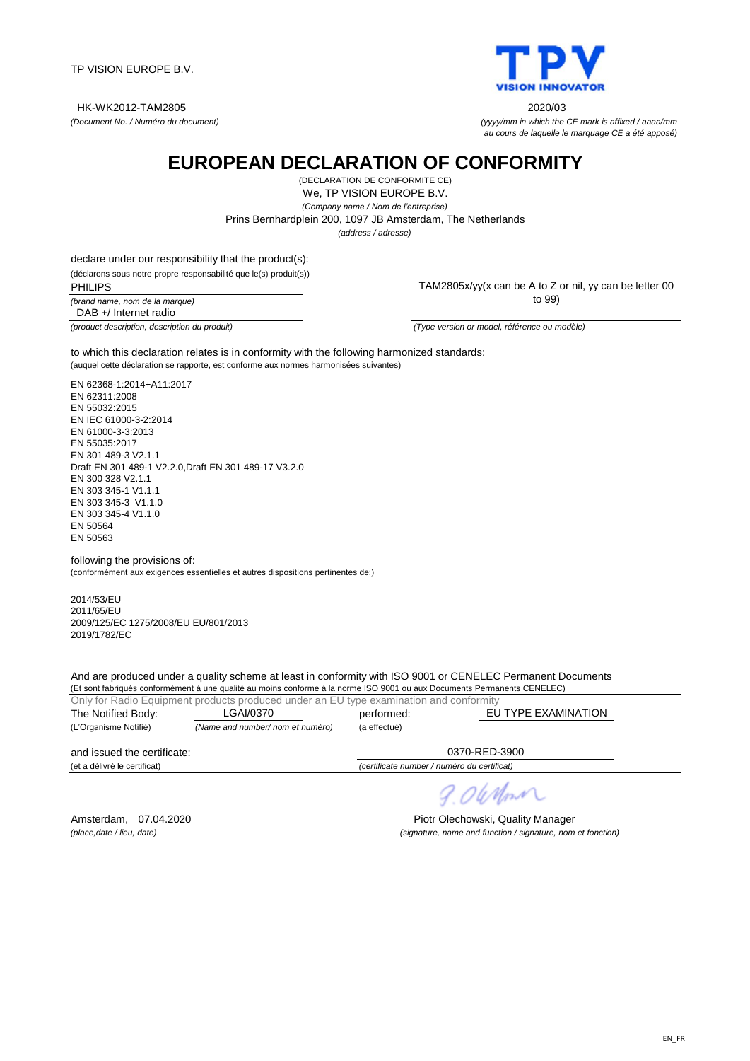TP VISION EUROPE B.V.

HK-WK2012-TAM2805
*(Document No. / Numéro du document)*

2020/03
*(yyyy/mm in which the CE mark is affixed / aaaa/mm au cours de laquelle le marquage CE a été apposé)*

# EUROPEAN DECLARATION OF CONFORMITY

(DECLARATION DE CONFORMITE CE)

We, TP VISION EUROPE B.V.
*(Company name / Nom de l'entreprise)*

Prins Bernhardplein 200, 1097 JB Amsterdam, The Netherlands
*(address / adresse)*

declare under our responsibility that the product(s):
(déclarons sous notre propre responsabilité que le(s) produit(s))

PHILIPS
*(brand name, nom de la marque)*

DAB +/ Internet radio
*(product description, description du produit)*

TAM2805x/yy(x can be A to Z or nil, yy can be letter 00 to 99)
*(Type version or model, référence ou modèle)*

to which this declaration relates is in conformity with the following harmonized standards:
(auquel cette déclaration se rapporte, est conforme aux normes harmonisées suivantes)

EN 62368-1:2014+A11:2017
EN 62311:2008
EN 55032:2015
EN IEC 61000-3-2:2014
EN 61000-3-3:2013
EN 55035:2017
EN 301 489-3 V2.1.1
Draft EN 301 489-1 V2.2.0,Draft EN 301 489-17 V3.2.0
EN 300 328 V2.1.1
EN 303 345-1 V1.1.1
EN 303 345-3 V1.1.0
EN 303 345-4 V1.1.0
EN 50564
EN 50563

following the provisions of:
(conformément aux exigences essentielles et autres dispositions pertinentes de:)

2014/53/EU
2011/65/EU
2009/125/EC 1275/2008/EU EU/801/2013
2019/1782/EC

And are produced under a quality scheme at least in conformity with ISO 9001 or CENELEC Permanent Documents
(Et sont fabriqués conformément à une qualité au moins conforme à la norme ISO 9001 ou aux Documents Permanents CENELEC)

Only for Radio Equipment products produced under an EU type examination and conformity

The Notified Body: LGAI/0370 performed: EU TYPE EXAMINATION
(L'Organisme Notifié) *(Name and number/ nom et numéro)* (a effectué)

and issued the certificate: 0370-RED-3900
(et a délivré le certificat) *(certificate number / numéro du certificat)*

Amsterdam, 07.04.2020
*(place,date / lieu, date)*

Piotr Olechowski, Quality Manager
*(signature, name and function / signature, nom et fonction)*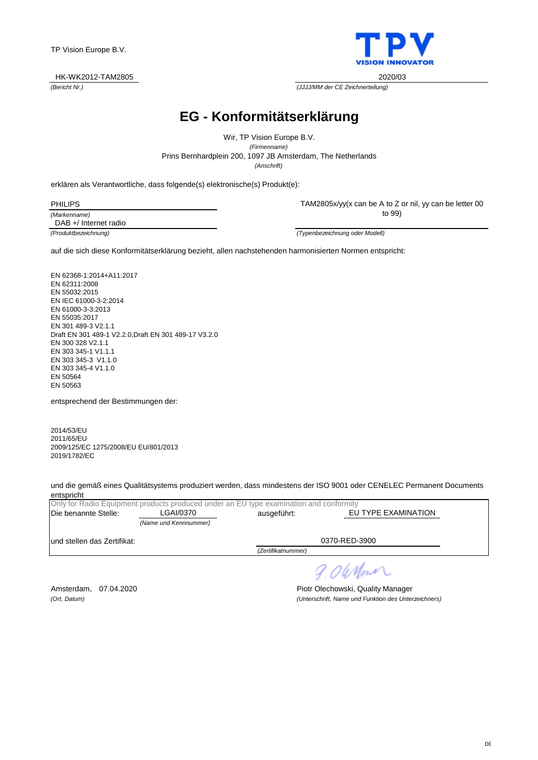TP Vision Europe B.V.

VISION INNOVATOR

HK-WK2012-TAM2805
*(Bericht Nr.)*

2020/03
*(JJJJ/MM der CE Zeichnerteilung)*

# EG - Konformitätserklärung

Wir, TP Vision Europe B.V.
*(Firmenname)*
Prins Bernhardplein 200, 1097 JB Amsterdam, The Netherlands
*(Anschrift)*

erklären als Verantwortliche, dass folgende(s) elektronische(s) Produkt(e):

PHILIPS
*(Markenname)*

DAB +/ Internet radio
*(Produktbezeichnung)*

TAM2805x/yy(x can be A to Z or nil, yy can be letter 00 to 99)
*(Typenbezeichnung oder Modell)*

auf die sich diese Konformitätserklärung bezieht, allen nachstehenden harmonisierten Normen entspricht:

EN 62368-1:2014+A11:2017
EN 62311:2008
EN 55032:2015
EN IEC 61000-3-2:2014
EN 61000-3-3:2013
EN 55035:2017
EN 301 489-3 V2.1.1
Draft EN 301 489-1 V2.2.0,Draft EN 301 489-17 V3.2.0
EN 300 328 V2.1.1
EN 303 345-1 V1.1.1
EN 303 345-3 V1.1.0
EN 303 345-4 V1.1.0
EN 50564
EN 50563

entsprechend der Bestimmungen der:

2014/53/EU
2011/65/EU
2009/125/EC 1275/2008/EU EU/801/2013
2019/1782/EC

und die gemäß eines Qualitätsystems produziert werden, dass mindestens der ISO 9001 oder CENELEC Permanent Documents entspricht

Only for Radio Equipment products produced under an EU type examination and conformity

Die benannte Stelle: LGAI/0370 *(Name und Kennnummer)* ausgeführt: EU TYPE EXAMINATION

und stellen das Zertifikat: 0370-RED-3900 *(Zertifikatnummer)*

Amsterdam, 07.04.2020
*(Ort, Datum)*

Piotr Olechowski, Quality Manager
*(Unterschrift, Name und Funktion des Unterzeichners)*

DE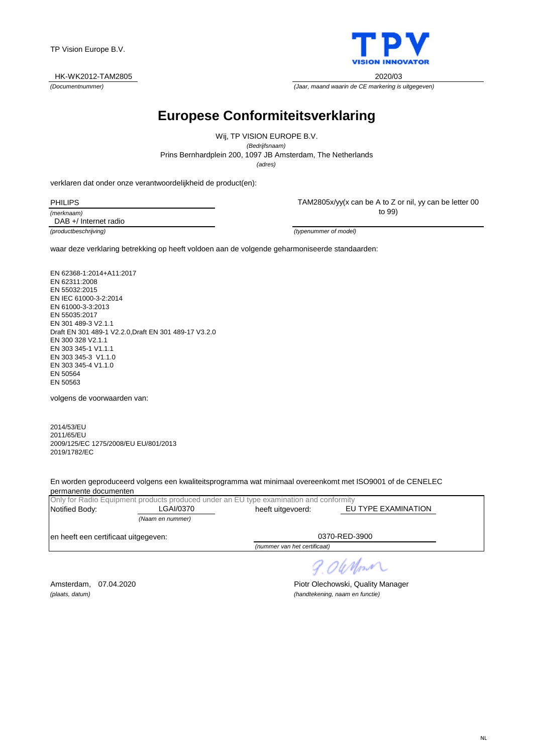TP Vision Europe B.V.

HK-WK2012-TAM2805

*(Documentnummer)*

2020/03

*(Jaar, maand waarin de CE markering is uitgegeven)*

# Europese Conformiteitsverklaring

Wij, TP VISION EUROPE B.V.

*(Bedrijfsnaam)*

Prins Bernhardplein 200, 1097 JB Amsterdam, The Netherlands

*(adres)*

verklaren dat onder onze verantwoordelijkheid de product(en):

PHILIPS

*(merknaam)*

DAB +/ Internet radio

*(productbeschrijving)*

TAM2805x/yy(x can be A to Z or nil, yy can be letter 00 to 99)

*(typenummer of model)*

waar deze verklaring betrekking op heeft voldoen aan de volgende geharmoniseerde standaarden:

EN 62368-1:2014+A11:2017
EN 62311:2008
EN 55032:2015
EN IEC 61000-3-2:2014
EN 61000-3-3:2013
EN 55035:2017
EN 301 489-3 V2.1.1
Draft EN 301 489-1 V2.2.0,Draft EN 301 489-17 V3.2.0
EN 300 328 V2.1.1
EN 303 345-1 V1.1.1
EN 303 345-3 V1.1.0
EN 303 345-4 V1.1.0
EN 50564
EN 50563

volgens de voorwaarden van:

2014/53/EU
2011/65/EU
2009/125/EC 1275/2008/EU EU/801/2013
2019/1782/EC

En worden geproduceerd volgens een kwaliteitsprogramma wat minimaal overeenkomt met ISO9001 of de CENELEC permanente documenten

Only for Radio Equipment products produced under an EU type examination and conformity

Notified Body: LGAI/0370 *(Naam en nummer)* heeft uitgevoerd: EU TYPE EXAMINATION

en heeft een certificaat uitgegeven: 0370-RED-3900

*(nummer van het certificaat)*

Amsterdam, 07.04.2020

*(plaats, datum)*

Piotr Olechowski, Quality Manager

*(handtekening, naam en functie)*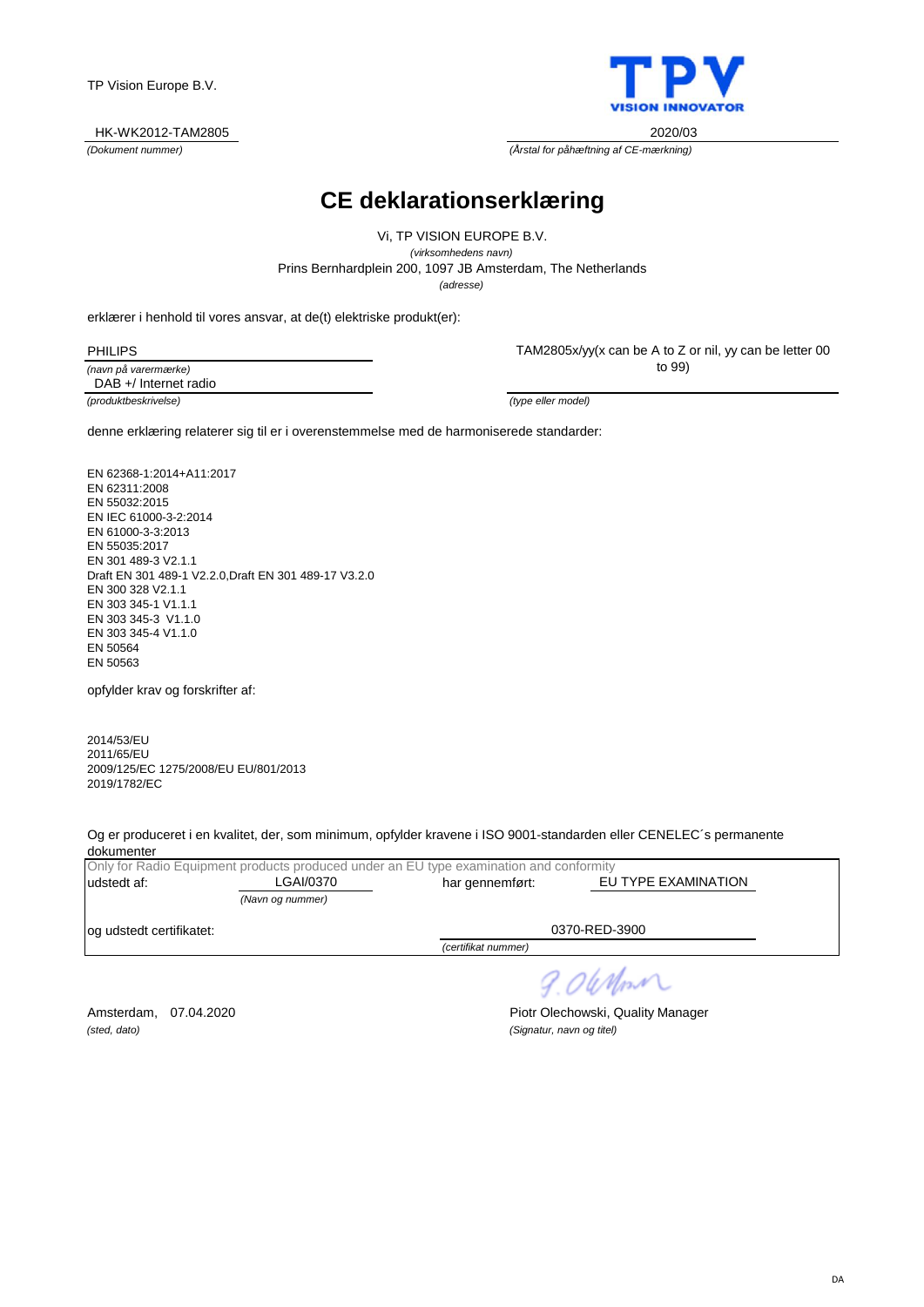TP Vision Europe B.V.

TPV
VISION INNOVATOR

HK-WK2012-TAM2805
*(Dokument nummer)*

2020/03
*(Årstal for påhæftning af CE-mærkning)*

# CE deklarationserklæring

Vi, TP VISION EUROPE B.V.
*(virksomhedens navn)*
Prins Bernhardplein 200, 1097 JB Amsterdam, The Netherlands
*(adresse)*

erklærer i henhold til vores ansvar, at de(t) elektriske produkt(er):

PHILIPS
*(navn på varermærke)*

DAB +/ Internet radio
*(produktbeskrivelse)*

TAM2805x/yy(x can be A to Z or nil, yy can be letter 00 to 99)
*(type eller model)*

denne erklæring relaterer sig til er i overenstemmelse med de harmoniserede standarder:

EN 62368-1:2014+A11:2017
EN 62311:2008
EN 55032:2015
EN IEC 61000-3-2:2014
EN 61000-3-3:2013
EN 55035:2017
EN 301 489-3 V2.1.1
Draft EN 301 489-1 V2.2.0,Draft EN 301 489-17 V3.2.0
EN 300 328 V2.1.1
EN 303 345-1 V1.1.1
EN 303 345-3 V1.1.0
EN 303 345-4 V1.1.0
EN 50564
EN 50563

opfylder krav og forskrifter af:

2014/53/EU
2011/65/EU
2009/125/EC 1275/2008/EU EU/801/2013
2019/1782/EC

Og er produceret i en kvalitet, der, som minimum, opfylder kravene i ISO 9001-standarden eller CENELEC´s permanente dokumenter

Only for Radio Equipment products produced under an EU type examination and conformity

udstedt af: LGAI/0370 *(Navn og nummer)* har gennemført: EU TYPE EXAMINATION

og udstedt certifikatet: 0370-RED-3900 *(certifikat nummer)*

Amsterdam, 07.04.2020
*(sted, dato)*

Piotr Olechowski, Quality Manager
*(Signatur, navn og titel)*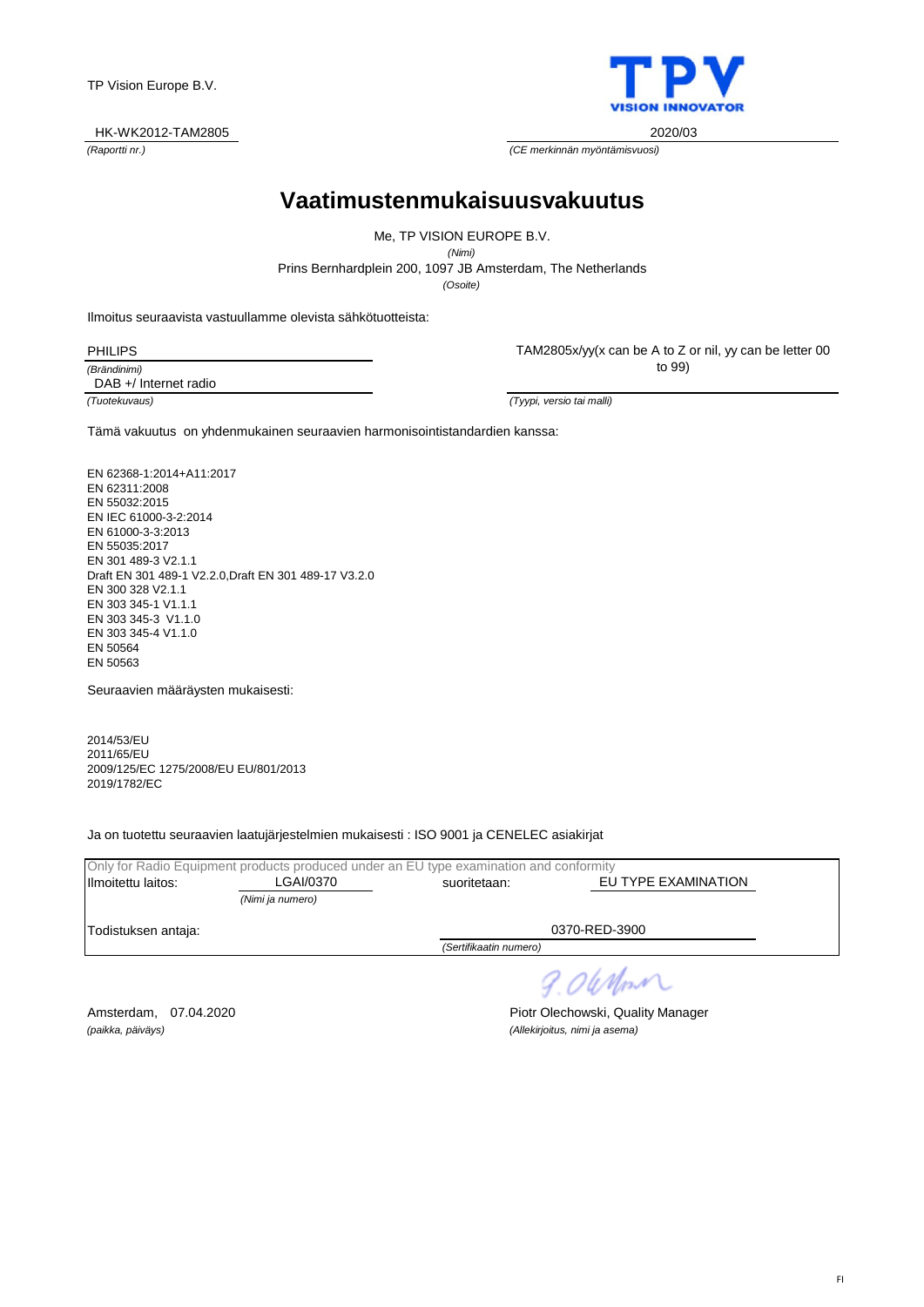TP Vision Europe B.V.

TPV VISION INNOVATOR

HK-WK2012-TAM2805
*(Raportti nr.)*

2020/03
*(CE merkinnän myöntämisvuosi)*

# Vaatimustenmukaisuusvakuutus

Me, TP VISION EUROPE B.V.
*(Nimi)*
Prins Bernhardplein 200, 1097 JB Amsterdam, The Netherlands
*(Osoite)*

Ilmoitus seuraavista vastuullamme olevista sähkötuotteista:

PHILIPS
*(Brändinimi)*

DAB +/ Internet radio
*(Tuotekuvaus)*

TAM2805x/yy(x can be A to Z or nil, yy can be letter 00 to 99)
*(Tyypi, versio tai malli)*

Tämä vakuutus on yhdenmukainen seuraavien harmonisointistandardien kanssa:

EN 62368-1:2014+A11:2017
EN 62311:2008
EN 55032:2015
EN IEC 61000-3-2:2014
EN 61000-3-3:2013
EN 55035:2017
EN 301 489-3 V2.1.1
Draft EN 301 489-1 V2.2.0,Draft EN 301 489-17 V3.2.0
EN 300 328 V2.1.1
EN 303 345-1 V1.1.1
EN 303 345-3 V1.1.0
EN 303 345-4 V1.1.0
EN 50564
EN 50563

Seuraavien määräysten mukaisesti:

2014/53/EU
2011/65/EU
2009/125/EC 1275/2008/EU EU/801/2013
2019/1782/EC

Ja on tuotettu seuraavien laatujärjestelmien mukaisesti : ISO 9001 ja CENELEC asiakirjat

Only for Radio Equipment products produced under an EU type examination and conformity

Ilmoitettu laitos: LGAI/0370 *(Nimi ja numero)* suoritetaan: EU TYPE EXAMINATION

Todistuksen antaja: 0370-RED-3900 *(Sertifikaatin numero)*

Amsterdam, 07.04.2020
*(paikka, päiväys)*

P. Olechowski
Piotr Olechowski, Quality Manager
*(Allekirjoitus, nimi ja asema)*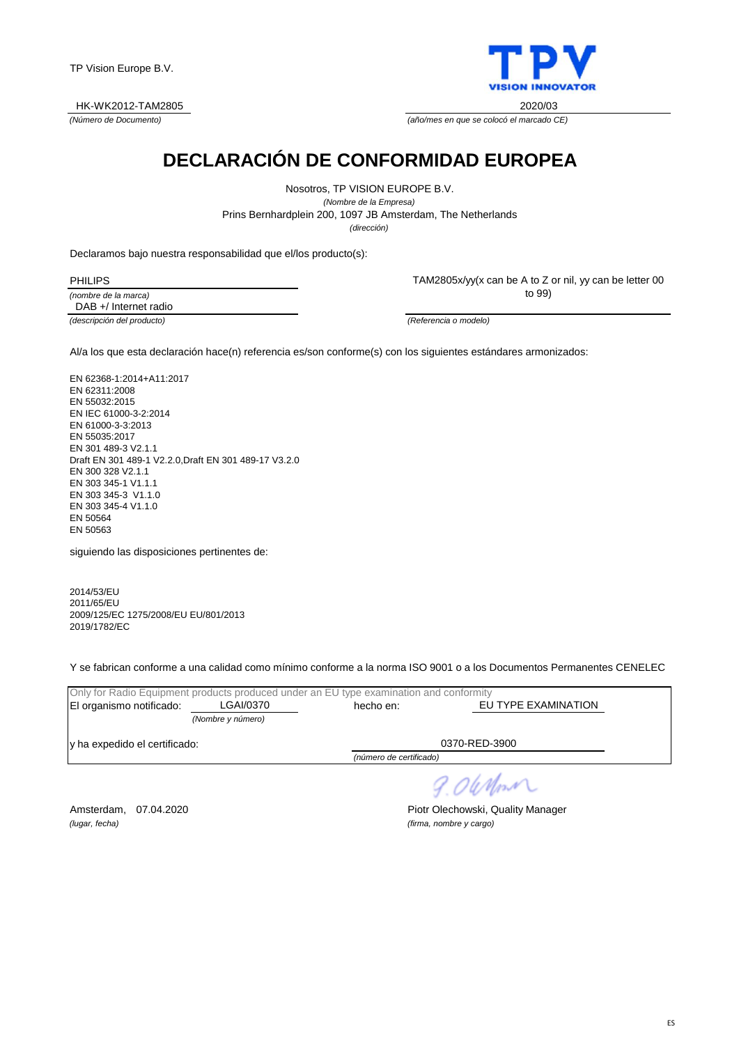TP Vision Europe B.V.

HK-WK2012-TAM2805
*(Número de Documento)*

2020/03
*(año/mes en que se colocó el marcado CE)*

# DECLARACIÓN DE CONFORMIDAD EUROPEA

Nosotros, TP VISION EUROPE B.V.
*(Nombre de la Empresa)*
Prins Bernhardplein 200, 1097 JB Amsterdam, The Netherlands
*(dirección)*

Declaramos bajo nuestra responsabilidad que el/los producto(s):

PHILIPS
*(nombre de la marca)*

DAB +/ Internet radio
*(descripción del producto)*

TAM2805x/yy(x can be A to Z or nil, yy can be letter 00 to 99)
*(Referencia o modelo)*

Al/a los que esta declaración hace(n) referencia es/son conforme(s) con los siguientes estándares armonizados:

EN 62368-1:2014+A11:2017
EN 62311:2008
EN 55032:2015
EN IEC 61000-3-2:2014
EN 61000-3-3:2013
EN 55035:2017
EN 301 489-3 V2.1.1
Draft EN 301 489-1 V2.2.0,Draft EN 301 489-17 V3.2.0
EN 300 328 V2.1.1
EN 303 345-1 V1.1.1
EN 303 345-3 V1.1.0
EN 303 345-4 V1.1.0
EN 50564
EN 50563

siguiendo las disposiciones pertinentes de:

2014/53/EU
2011/65/EU
2009/125/EC 1275/2008/EU EU/801/2013
2019/1782/EC

Y se fabrican conforme a una calidad como mínimo conforme a la norma ISO 9001 o a los Documentos Permanentes CENELEC

Only for Radio Equipment products produced under an EU type examination and conformity

El organismo notificado: LGAI/0370 *(Nombre y número)* hecho en: EU TYPE EXAMINATION

y ha expedido el certificado: 0370-RED-3900 *(número de certificado)*

Amsterdam, 07.04.2020
*(lugar, fecha)*

Piotr Olechowski, Quality Manager
*(firma, nombre y cargo)*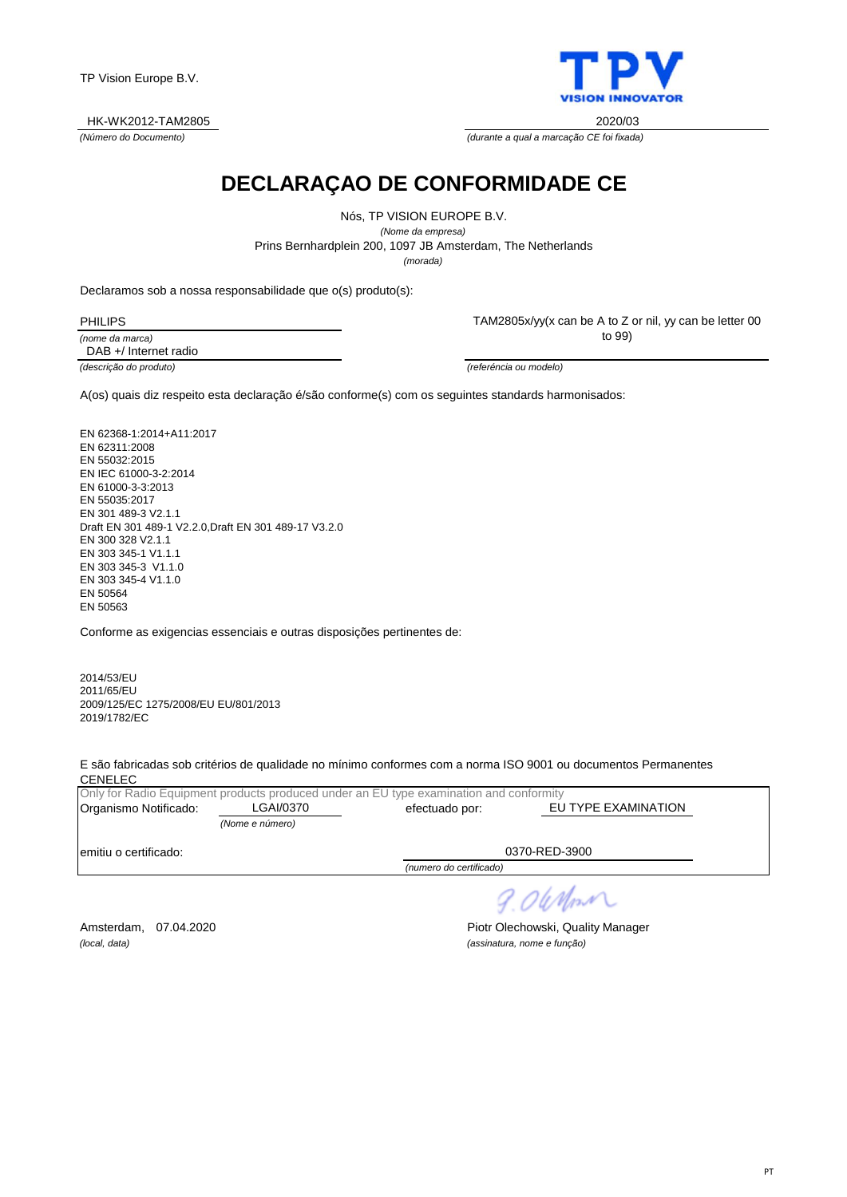TP Vision Europe B.V.

TPV
VISION INNOVATOR

HK-WK2012-TAM2805
*(Número do Documento)*

2020/03
*(durante a qual a marcação CE foi fixada)*

# DECLARAÇAO DE CONFORMIDADE CE

Nós, TP VISION EUROPE B.V.
*(Nome da empresa)*
Prins Bernhardplein 200, 1097 JB Amsterdam, The Netherlands
*(morada)*

Declaramos sob a nossa responsabilidade que o(s) produto(s):

PHILIPS
*(nome da marca)*

DAB +/ Internet radio
*(descrição do produto)*

TAM2805x/yy(x can be A to Z or nil, yy can be letter 00 to 99)
*(referência ou modelo)*

A(os) quais diz respeito esta declaração é/são conforme(s) com os seguintes standards harmonisados:

EN 62368-1:2014+A11:2017
EN 62311:2008
EN 55032:2015
EN IEC 61000-3-2:2014
EN 61000-3-3:2013
EN 55035:2017
EN 301 489-3 V2.1.1
Draft EN 301 489-1 V2.2.0,Draft EN 301 489-17 V3.2.0
EN 300 328 V2.1.1
EN 303 345-1 V1.1.1
EN 303 345-3 V1.1.0
EN 303 345-4 V1.1.0
EN 50564
EN 50563

Conforme as exigencias essenciais e outras disposições pertinentes de:

2014/53/EU
2011/65/EU
2009/125/EC 1275/2008/EU EU/801/2013
2019/1782/EC

E são fabricadas sob critérios de qualidade no mínimo conformes com a norma ISO 9001 ou documentos Permanentes CENELEC

Only for Radio Equipment products produced under an EU type examination and conformity

Organismo Notificado: LGAI/0370 *(Nome e número)* efectuado por: EU TYPE EXAMINATION

emitiu o certificado: 0370-RED-3900 *(numero do certificado)*

Amsterdam, 07.04.2020
*(local, data)*

Piotr Olechowski, Quality Manager
*(assinatura, nome e função)*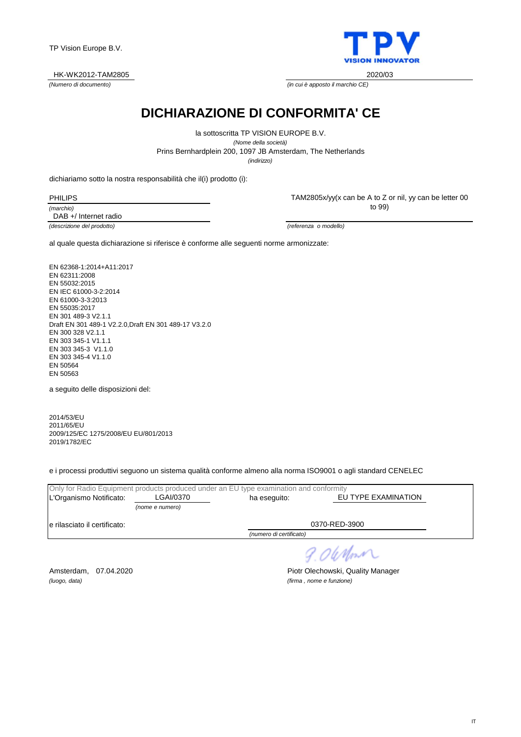TP Vision Europe B.V.

HK-WK2012-TAM2805
*(Numero di documento)*

2020/03
*(in cui è apposto il marchio CE)*

# DICHIARAZIONE DI CONFORMITA' CE

la sottoscritta TP VISION EUROPE B.V.
*(Nome della società)*
Prins Bernhardplein 200, 1097 JB Amsterdam, The Netherlands
*(indirizzo)*

dichiariamo sotto la nostra responsabilità che il(i) prodotto (i):

PHILIPS
*(marchio)*

DAB +/ Internet radio
*(descrizione del prodotto)*

TAM2805x/yy(x can be A to Z or nil, yy can be letter 00 to 99)
*(referenza o modello)*

al quale questa dichiarazione si riferisce è conforme alle seguenti norme armonizzate:

EN 62368-1:2014+A11:2017
EN 62311:2008
EN 55032:2015
EN IEC 61000-3-2:2014
EN 61000-3-3:2013
EN 55035:2017
EN 301 489-3 V2.1.1
Draft EN 301 489-1 V2.2.0,Draft EN 301 489-17 V3.2.0
EN 300 328 V2.1.1
EN 303 345-1 V1.1.1
EN 303 345-3 V1.1.0
EN 303 345-4 V1.1.0
EN 50564
EN 50563

a seguito delle disposizioni del:

2014/53/EU
2011/65/EU
2009/125/EC 1275/2008/EU EU/801/2013
2019/1782/EC

e i processi produttivi seguono un sistema qualità conforme almeno alla norma ISO9001 o agli standard CENELEC

Only for Radio Equipment products produced under an EU type examination and conformity

L'Organismo Notificato: LGAI/0370 *(nome e numero)* ha eseguito: EU TYPE EXAMINATION

e rilasciato il certificato: 0370-RED-3900 *(numero di certificato)*

Amsterdam, 07.04.2020
*(luogo, data)*

Piotr Olechowski, Quality Manager
*(firma , nome e funzione)*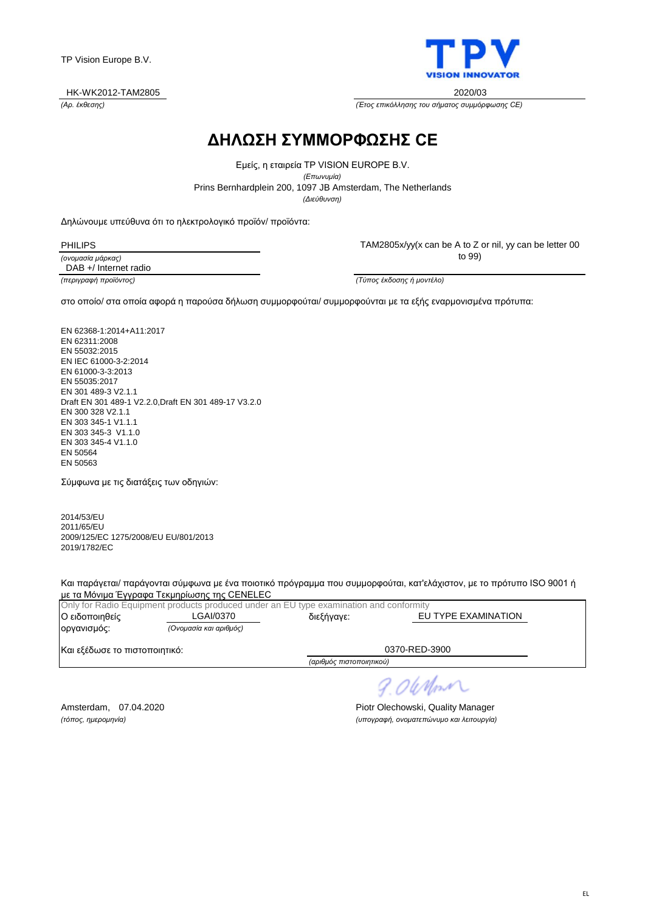TP Vision Europe B.V.

| HK-WK2012-TAM2805 | 2020/03 |
|---|---|
| *(Αρ. έκθεσης)* | *(Έτος επικόλλησης του σήματος συμμόρφωσης CE)* |

# ΔΗΛΩΣΗ ΣΥΜΜΟΡΦΩΣΗΣ CE

Εμείς, η εταιρεία TP VISION EUROPE B.V.
*(Επωνυμία)*
Prins Bernhardplein 200, 1097 JB Amsterdam, The Netherlands
*(Διεύθυνση)*

Δηλώνουμε υπεύθυνα ότι το ηλεκτρολογικό προϊόν/ προϊόντα:

| PHILIPS | TAM2805x/yy(x can be A to Z or nil, yy can be letter 00 to 99) |
|---|---|
| *(ονομασία μάρκας)* | |
| DAB +/ Internet radio | |
| *(περιγραφή προϊόντος)* | *(Τύπος έκδοσης ή μοντέλο)* |

στο οποίο/ στα οποία αφορά η παρούσα δήλωση συμμορφούται/ συμμορφούνται με τα εξής εναρμονισμένα πρότυπα:

EN 62368-1:2014+A11:2017
EN 62311:2008
EN 55032:2015
EN IEC 61000-3-2:2014
EN 61000-3-3:2013
EN 55035:2017
EN 301 489-3 V2.1.1
Draft EN 301 489-1 V2.2.0,Draft EN 301 489-17 V3.2.0
EN 300 328 V2.1.1
EN 303 345-1 V1.1.1
EN 303 345-3 V1.1.0
EN 303 345-4 V1.1.0
EN 50564
EN 50563

Σύμφωνα με τις διατάξεις των οδηγιών:

2014/53/EU
2011/65/EU
2009/125/EC 1275/2008/EU EU/801/2013
2019/1782/EC

Και παράγεται/ παράγονται σύμφωνα με ένα ποιοτικό πρόγραμμα που συμμορφούται, κατ'ελάχιστον, με το πρότυπο ISO 9001 ή με τα Μόνιμα Έγγραφα Τεκμηρίωσης της CENELEC

Only for Radio Equipment products produced under an EU type examination and conformity

| Ο ειδοποιηθείς οργανισμός: | LGAI/0370 | διεξήγαγε: | EU TYPE EXAMINATION |
|---|---|---|---|
| | *(Ονομασία και αριθμός)* | | |
| Και εξέδωσε το πιστοποιητικό: | | 0370-RED-3900 | |
| | | *(αριθμός πιστοποιητικού)* | |

| Amsterdam, 07.04.2020 | Piotr Olechowski, Quality Manager |
|---|---|
| *(τόπος, ημερομηνία)* | *(υπογραφή, ονοματεπώνυμο και λειτουργία)* |

EL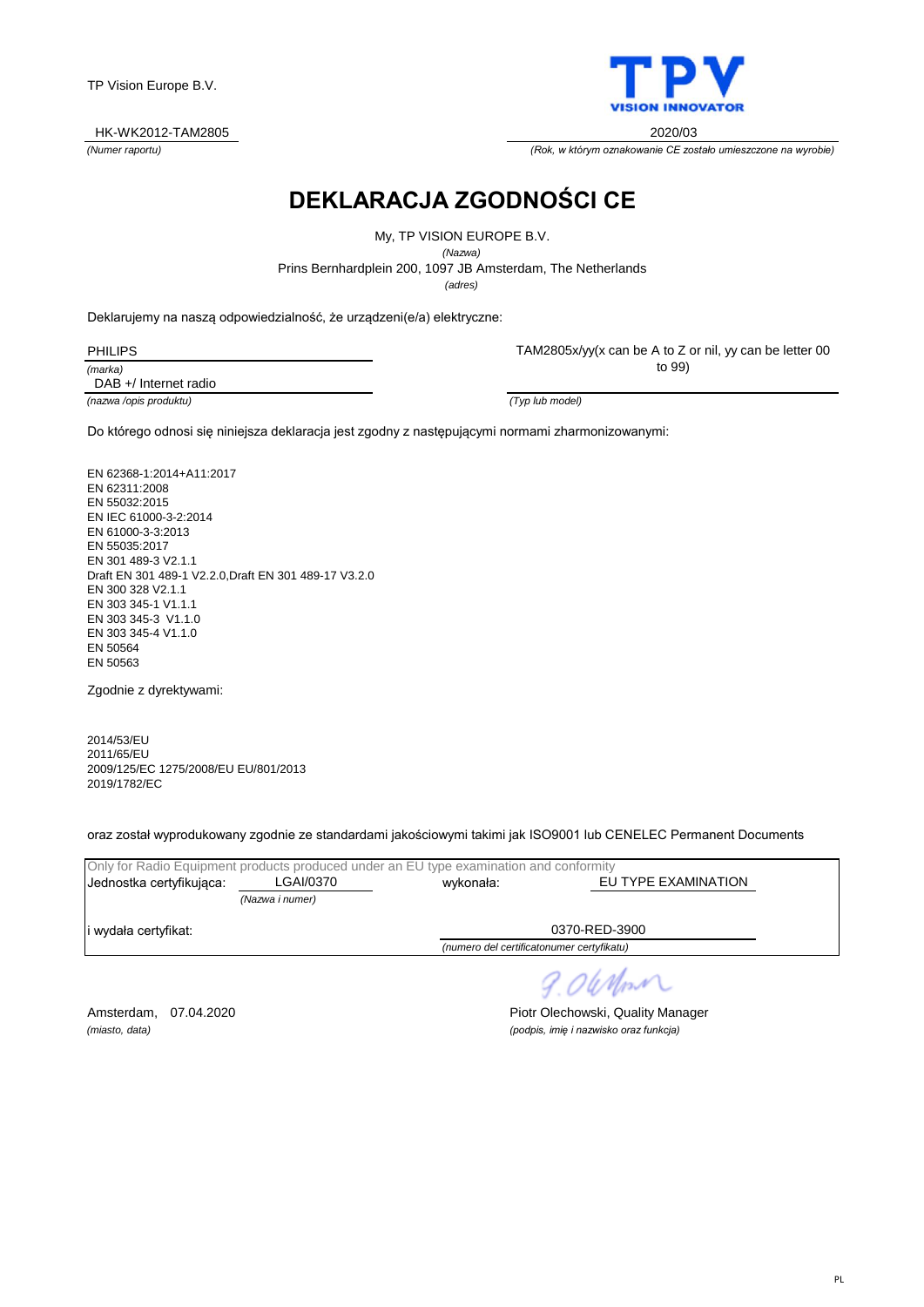TP Vision Europe B.V.

HK-WK2012-TAM2805
*(Numer raportu)*

2020/03
*(Rok, w którym oznakowanie CE zostało umieszczone na wyrobie)*

# DEKLARACJA ZGODNOŚCI CE

My, TP VISION EUROPE B.V.
*(Nazwa)*
Prins Bernhardplein 200, 1097 JB Amsterdam, The Netherlands
*(adres)*

Deklarujemy na naszą odpowiedzialność, że urządzeni(e/a) elektryczne:

PHILIPS
*(marka)*

DAB +/ Internet radio
*(nazwa /opis produktu)*

TAM2805x/yy(x can be A to Z or nil, yy can be letter 00 to 99)
*(Typ lub model)*

Do którego odnosi się niniejsza deklaracja jest zgodny z następującymi normami zharmonizowanymi:

EN 62368-1:2014+A11:2017
EN 62311:2008
EN 55032:2015
EN IEC 61000-3-2:2014
EN 61000-3-3:2013
EN 55035:2017
EN 301 489-3 V2.1.1
Draft EN 301 489-1 V2.2.0,Draft EN 301 489-17 V3.2.0
EN 300 328 V2.1.1
EN 303 345-1 V1.1.1
EN 303 345-3 V1.1.0
EN 303 345-4 V1.1.0
EN 50564
EN 50563

Zgodnie z dyrektywami:

2014/53/EU
2011/65/EU
2009/125/EC 1275/2008/EU EU/801/2013
2019/1782/EC

oraz został wyprodukowany zgodnie ze standardami jakościowymi takimi jak ISO9001 lub CENELEC Permanent Documents

Only for Radio Equipment products produced under an EU type examination and conformity

Jednostka certyfikująca: LGAI/0370 *(Nazwa i numer)* wykonała: EU TYPE EXAMINATION

i wydała certyfikat: 0370-RED-3900
*(numero del certificatonumer certyfikatu)*

Amsterdam, 07.04.2020
*(miasto, data)*

Piotr Olechowski, Quality Manager
*(podpis, imię i nazwisko oraz funkcja)*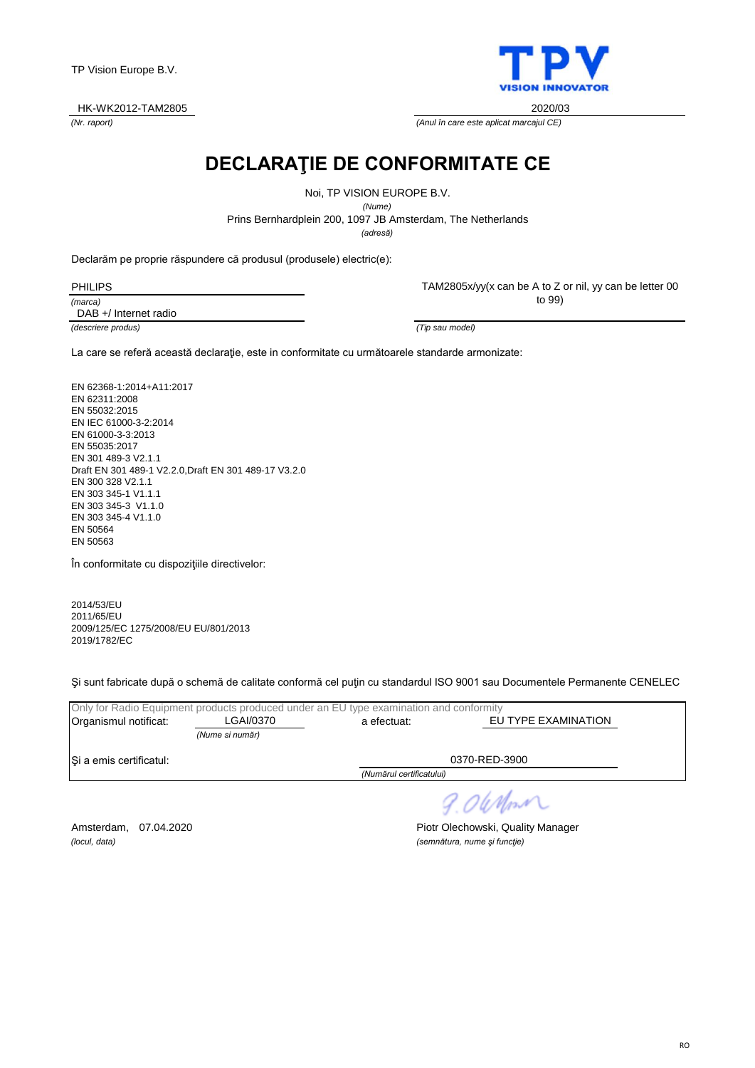TP Vision Europe B.V.

**TPV** VISION INNOVATOR

HK-WK2012-TAM2805
*(Nr. raport)*

2020/03
*(Anul în care este aplicat marcajul CE)*

# DECLARAŢIE DE CONFORMITATE CE

Noi, TP VISION EUROPE B.V.
*(Nume)*

Prins Bernhardplein 200, 1097 JB Amsterdam, The Netherlands
*(adresă)*

Declarăm pe proprie răspundere că produsul (produsele) electric(e):

PHILIPS
*(marca)*

DAB +/ Internet radio
*(descriere produs)*

TAM2805x/yy(x can be A to Z or nil, yy can be letter 00 to 99)
*(Tip sau model)*

La care se referă această declaraţie, este in conformitate cu următoarele standarde armonizate:

EN 62368-1:2014+A11:2017
EN 62311:2008
EN 55032:2015
EN IEC 61000-3-2:2014
EN 61000-3-3:2013
EN 55035:2017
EN 301 489-3 V2.1.1
Draft EN 301 489-1 V2.2.0,Draft EN 301 489-17 V3.2.0
EN 300 328 V2.1.1
EN 303 345-1 V1.1.1
EN 303 345-3 V1.1.0
EN 303 345-4 V1.1.0
EN 50564
EN 50563

În conformitate cu dispoziţiile directivelor:

2014/53/EU
2011/65/EU
2009/125/EC 1275/2008/EU EU/801/2013
2019/1782/EC

Şi sunt fabricate după o schemă de calitate conformă cel puţin cu standardul ISO 9001 sau Documentele Permanente CENELEC

Only for Radio Equipment products produced under an EU type examination and conformity

Organismul notificat: LGAI/0370 *(Nume si număr)* a efectuat: EU TYPE EXAMINATION

Şi a emis certificatul: 0370-RED-3900 *(Numărul certificatului)*

Amsterdam, 07.04.2020
*(locul, data)*

Piotr Olechowski, Quality Manager
*(semnătura, nume şi funcţie)*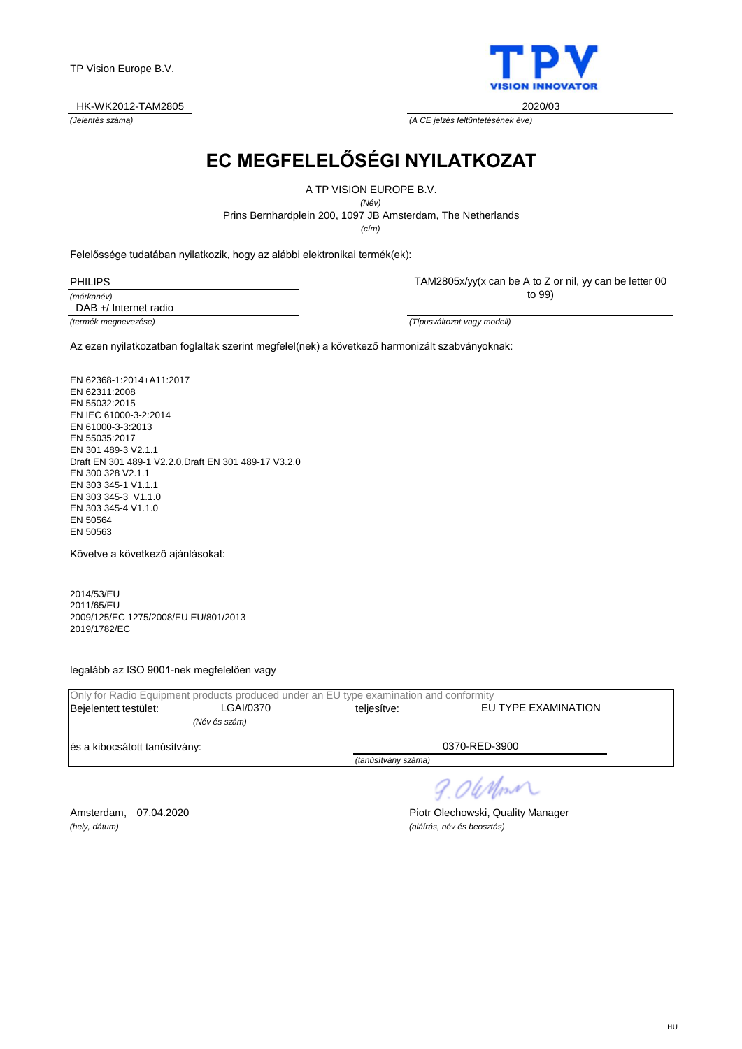TP Vision Europe B.V.

TPV VISION INNOVATOR

HK-WK2012-TAM2805
*(Jelentés száma)*

2020/03
*(A CE jelzés feltüntetésének éve)*

# EC MEGFELELŐSÉGI NYILATKOZAT

A TP VISION EUROPE B.V.
*(Név)*
Prins Bernhardplein 200, 1097 JB Amsterdam, The Netherlands
*(cím)*

Felelőssége tudatában nyilatkozik, hogy az alábbi elektronikai termék(ek):

PHILIPS
*(márkanév)*

DAB +/ Internet radio
*(termék megnevezése)*

TAM2805x/yy(x can be A to Z or nil, yy can be letter 00 to 99)
*(Típusváltozat vagy modell)*

Az ezen nyilatkozatban foglaltak szerint megfelel(nek) a következő harmonizált szabványoknak:

EN 62368-1:2014+A11:2017
EN 62311:2008
EN 55032:2015
EN IEC 61000-3-2:2014
EN 61000-3-3:2013
EN 55035:2017
EN 301 489-3 V2.1.1
Draft EN 301 489-1 V2.2.0,Draft EN 301 489-17 V3.2.0
EN 300 328 V2.1.1
EN 303 345-1 V1.1.1
EN 303 345-3 V1.1.0
EN 303 345-4 V1.1.0
EN 50564
EN 50563

Követve a következő ajánlásokat:

2014/53/EU
2011/65/EU
2009/125/EC 1275/2008/EU EU/801/2013
2019/1782/EC

legalább az ISO 9001-nek megfelelően vagy

Only for Radio Equipment products produced under an EU type examination and conformity

Bejelentett testület: LGAI/0370 *(Név és szám)* teljesítve: EU TYPE EXAMINATION

és a kibocsátott tanúsítvány: 0370-RED-3900 *(tanúsítvány száma)*

Amsterdam, 07.04.2020
*(hely, dátum)*

Piotr Olechowski, Quality Manager
*(aláírás, név és beosztás)*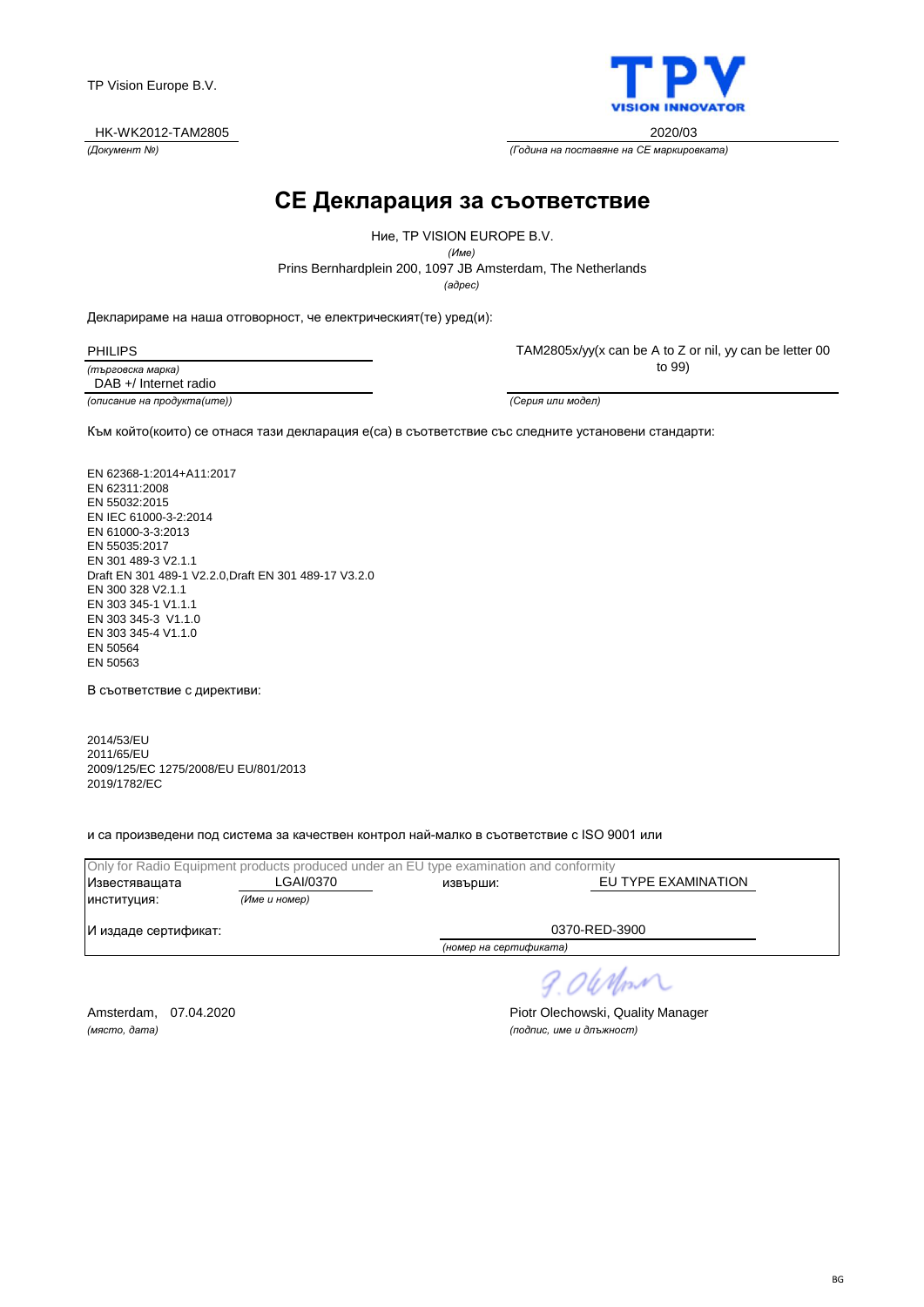TP Vision Europe B.V.

HK-WK2012-TAM2805
*(Документ №)*

2020/03
*(Година на поставяне на CE маркировката)*

# CE Декларация за съответствие

Ние, TP VISION EUROPE B.V.
*(Име)*

Prins Bernhardplein 200, 1097 JB Amsterdam, The Netherlands
*(адрес)*

Декларираме на наша отговорност, че електрическият(те) уред(и):

PHILIPS
*(търговска марка)*

DAB +/ Internet radio
*(описание на продукта(ите))*

TAM2805x/yy(x can be A to Z or nil, yy can be letter 00 to 99)
*(Серия или модел)*

Към който(които) се отнася тази декларация е(са) в съответствие със следните установени стандарти:

EN 62368-1:2014+A11:2017
EN 62311:2008
EN 55032:2015
EN IEC 61000-3-2:2014
EN 61000-3-3:2013
EN 55035:2017
EN 301 489-3 V2.1.1
Draft EN 301 489-1 V2.2.0,Draft EN 301 489-17 V3.2.0
EN 300 328 V2.1.1
EN 303 345-1 V1.1.1
EN 303 345-3 V1.1.0
EN 303 345-4 V1.1.0
EN 50564
EN 50563

В съответствие с директиви:

2014/53/EU
2011/65/EU
2009/125/EC 1275/2008/EU EU/801/2013
2019/1782/EC

и са произведени под система за качествен контрол най-малко в съответствие с ISO 9001 или

Only for Radio Equipment products produced under an EU type examination and conformity

Известяващата институция: LGAI/0370 *(Име и номер)* извърши: EU TYPE EXAMINATION

И издаде сертификат: 0370-RED-3900
*(номер на сертификата)*

Amsterdam, 07.04.2020
*(място, дата)*

Piotr Olechowski, Quality Manager
*(подпис, име и длъжност)*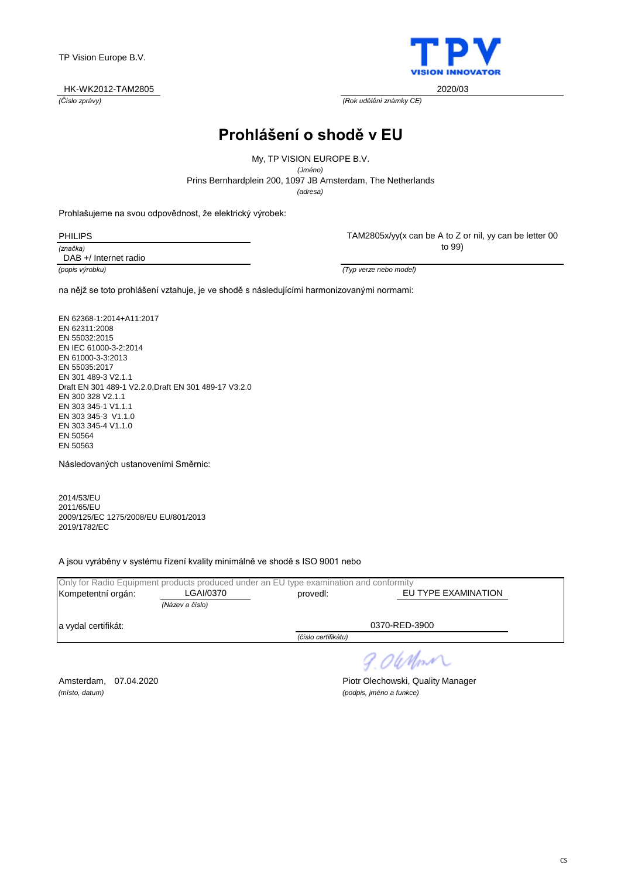TP Vision Europe B.V.

TPV
VISION INNOVATOR

HK-WK2012-TAM2805
*(Číslo zprávy)*

2020/03
*(Rok udělění známky CE)*

# Prohlášení o shodě v EU

My, TP VISION EUROPE B.V.
*(Jméno)*
Prins Bernhardplein 200, 1097 JB Amsterdam, The Netherlands
*(adresa)*

Prohlašujeme na svou odpovědnost, že elektrický výrobek:

PHILIPS
*(značka)*

DAB +/ Internet radio
*(popis výrobku)*

TAM2805x/yy(x can be A to Z or nil, yy can be letter 00 to 99)
*(Typ verze nebo model)*

na nějž se toto prohlášení vztahuje, je ve shodě s následujícími harmonizovanými normami:

EN 62368-1:2014+A11:2017
EN 62311:2008
EN 55032:2015
EN IEC 61000-3-2:2014
EN 61000-3-3:2013
EN 55035:2017
EN 301 489-3 V2.1.1
Draft EN 301 489-1 V2.2.0,Draft EN 301 489-17 V3.2.0
EN 300 328 V2.1.1
EN 303 345-1 V1.1.1
EN 303 345-3 V1.1.0
EN 303 345-4 V1.1.0
EN 50564
EN 50563

Následovaných ustanoveními Směrnic:

2014/53/EU
2011/65/EU
2009/125/EC 1275/2008/EU EU/801/2013
2019/1782/EC

A jsou vyráběny v systému řízení kvality minimálně ve shodě s ISO 9001 nebo

Only for Radio Equipment products produced under an EU type examination and conformity

Kompetentní orgán: LGAI/0370 *(Název a číslo)* provedl: EU TYPE EXAMINATION

a vydal certifikát: 0370-RED-3900 *(číslo certifikátu)*

Amsterdam, 07.04.2020
*(místo, datum)*

Piotr Olechowski, Quality Manager
*(podpis, jméno a funkce)*

CS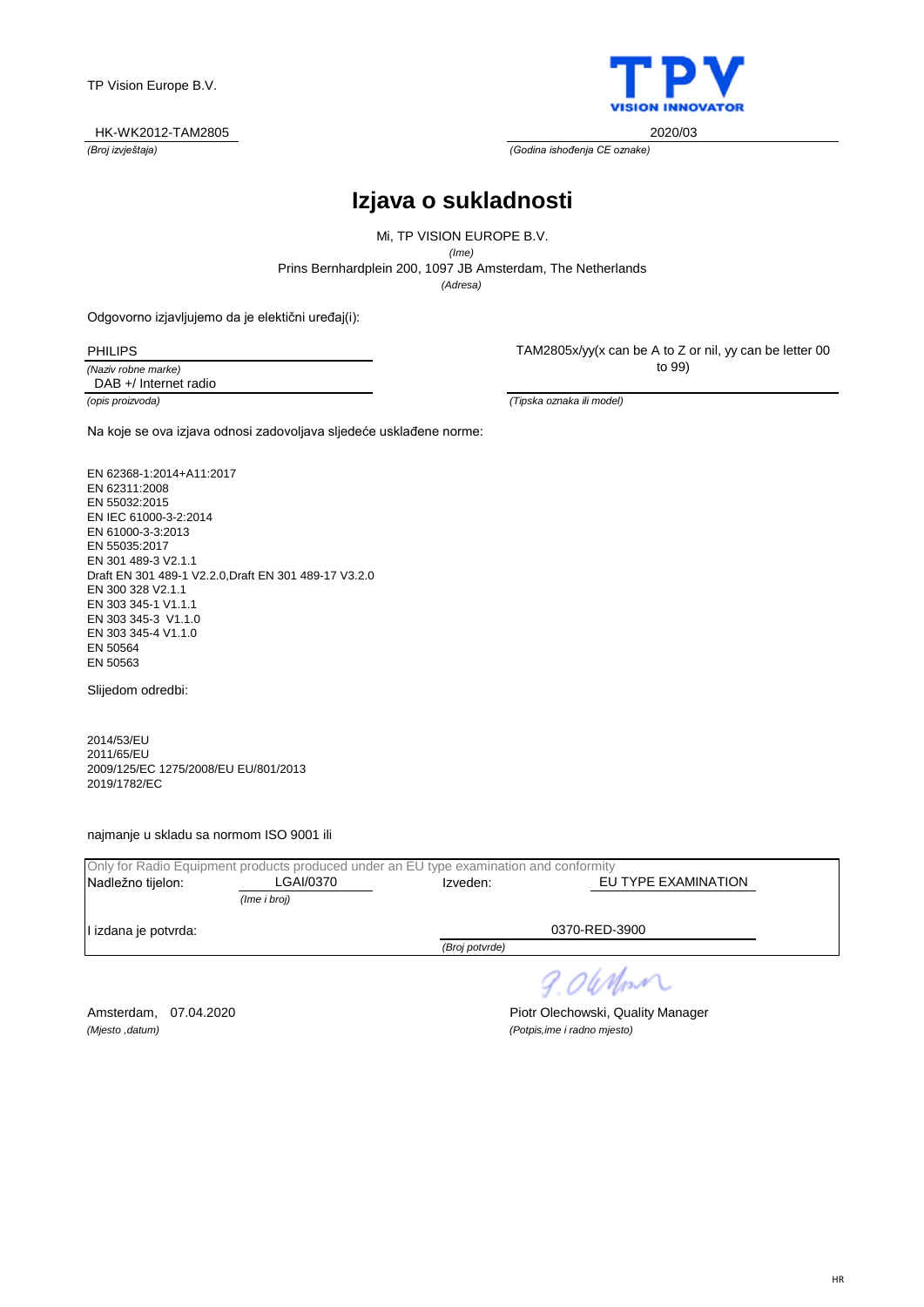TP Vision Europe B.V.

TPV VISION INNOVATOR

HK-WK2012-TAM2805 — *(Broj izvještaja)*

2020/03 — *(Godina ishođenja CE oznake)*

# Izjava o sukladnosti

Mi, TP VISION EUROPE B.V.
*(Ime)*
Prins Bernhardplein 200, 1097 JB Amsterdam, The Netherlands
*(Adresa)*

Odgovorno izjavljujemo da je elektični uređaj(i):

PHILIPS
*(Naziv robne marke)*

DAB +/ Internet radio
*(opis proizvoda)*

TAM2805x/yy(x can be A to Z or nil, yy can be letter 00 to 99)
*(Tipska oznaka ili model)*

Na koje se ova izjava odnosi zadovoljava sljedeće usklađene norme:

EN 62368-1:2014+A11:2017
EN 62311:2008
EN 55032:2015
EN IEC 61000-3-2:2014
EN 61000-3-3:2013
EN 55035:2017
EN 301 489-3 V2.1.1
Draft EN 301 489-1 V2.2.0,Draft EN 301 489-17 V3.2.0
EN 300 328 V2.1.1
EN 303 345-1 V1.1.1
EN 303 345-3 V1.1.0
EN 303 345-4 V1.1.0
EN 50564
EN 50563

Slijedom odredbi:

2014/53/EU
2011/65/EU
2009/125/EC 1275/2008/EU EU/801/2013
2019/1782/EC

najmanje u skladu sa normom ISO 9001 ili

Only for Radio Equipment products produced under an EU type examination and conformity

Nadležno tijelon: LGAI/0370 *(Ime i broj)* — Izveden: EU TYPE EXAMINATION

I izdana je potvrda: 0370-RED-3900 *(Broj potvrde)*

Amsterdam, 07.04.2020
*(Mjesto ,datum)*

Piotr Olechowski, Quality Manager
*(Potpis,ime i radno mjesto)*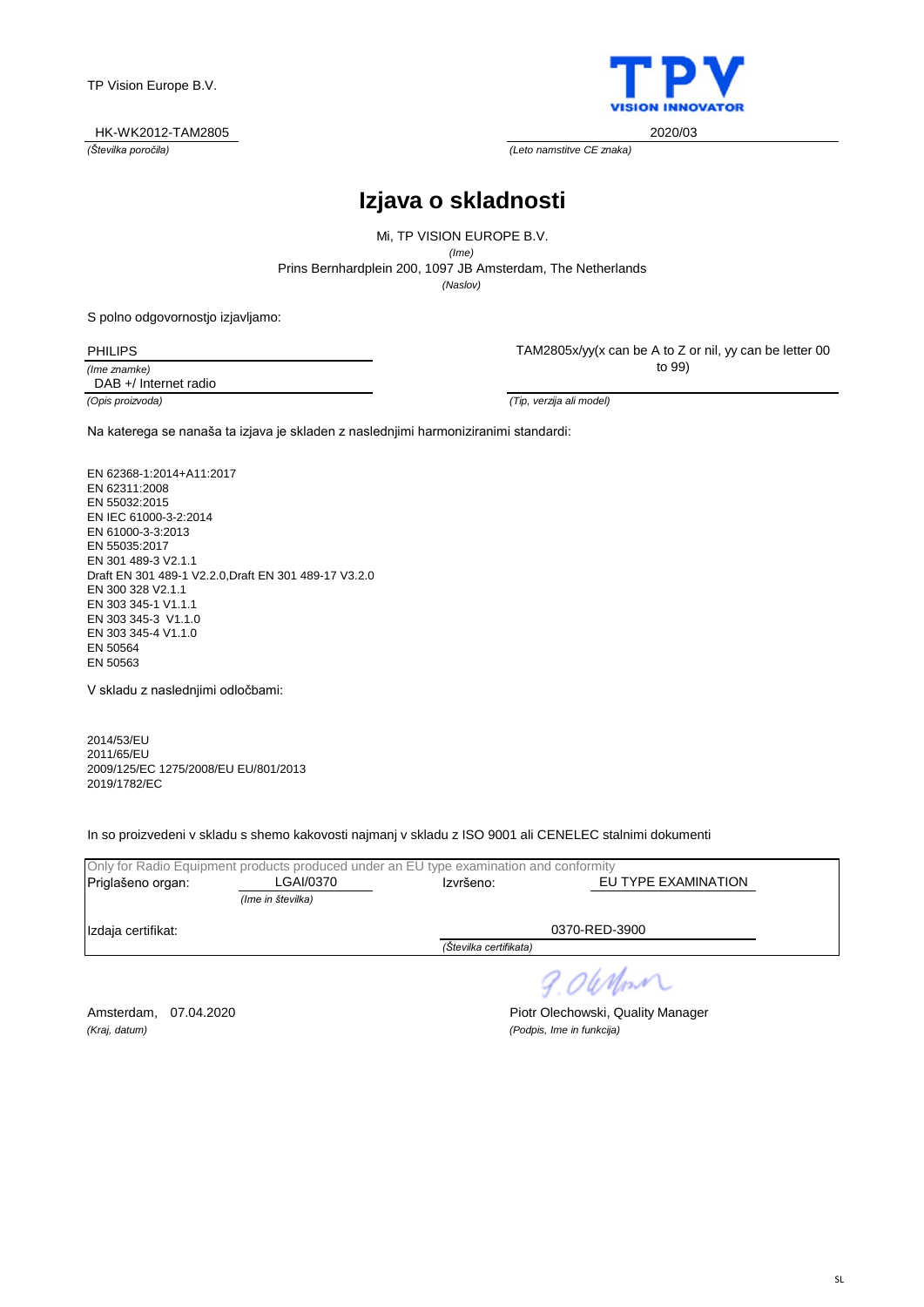TP Vision Europe B.V.

HK-WK2012-TAM2805
*(Številka poročila)*

2020/03
*(Leto namstitve CE znaka)*

# Izjava o skladnosti

Mi, TP VISION EUROPE B.V.
*(Ime)*

Prins Bernhardplein 200, 1097 JB Amsterdam, The Netherlands
*(Naslov)*

S polno odgovornostjo izjavljamo:

PHILIPS
*(Ime znamke)*

DAB +/ Internet radio
*(Opis proizvoda)*

TAM2805x/yy(x can be A to Z or nil, yy can be letter 00 to 99)
*(Tip, verzija ali model)*

Na katerega se nanaša ta izjava je skladen z naslednjimi harmoniziranimi standardi:

EN 62368-1:2014+A11:2017
EN 62311:2008
EN 55032:2015
EN IEC 61000-3-2:2014
EN 61000-3-3:2013
EN 55035:2017
EN 301 489-3 V2.1.1
Draft EN 301 489-1 V2.2.0,Draft EN 301 489-17 V3.2.0
EN 300 328 V2.1.1
EN 303 345-1 V1.1.1
EN 303 345-3 V1.1.0
EN 303 345-4 V1.1.0
EN 50564
EN 50563

V skladu z naslednjimi odločbami:

2014/53/EU
2011/65/EU
2009/125/EC 1275/2008/EU EU/801/2013
2019/1782/EC

In so proizvedeni v skladu s shemo kakovosti najmanj v skladu z ISO 9001 ali CENELEC stalnimi dokumenti

Only for Radio Equipment products produced under an EU type examination and conformity

Priglašeno organ: LGAI/0370 *(Ime in številka)*    Izvršeno: EU TYPE EXAMINATION

Izdaja certifikat: 0370-RED-3900 *(Številka certifikata)*

Amsterdam, 07.04.2020
*(Kraj, datum)*

Piotr Olechowski, Quality Manager
*(Podpis, Ime in funkcija)*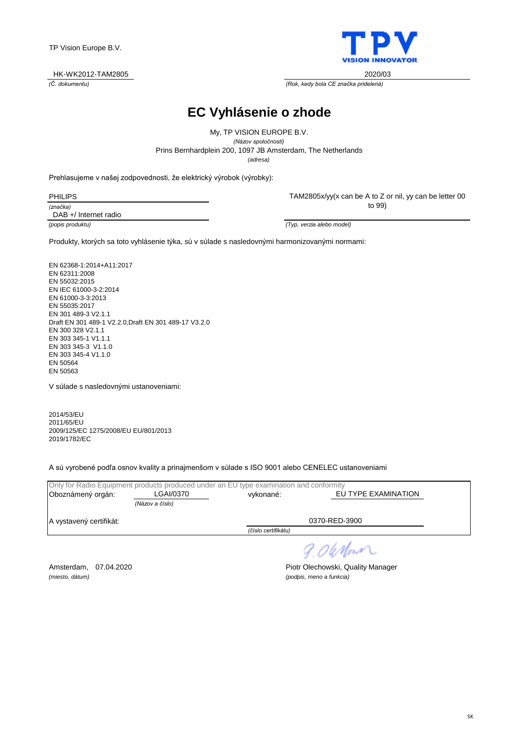TP Vision Europe B.V.

HK-WK2012-TAM2805
*(Č. dokumentu)*

2020/03
*(Rok, kedy bola CE značka pridelená)*

# EC Vyhlásenie o zhode

My, TP VISION EUROPE B.V.
*(Názov spoločnosti)*
Prins Bernhardplein 200, 1097 JB Amsterdam, The Netherlands
*(adresa)*

Prehlasujeme v našej zodpovednosti, že elektrický výrobok (výrobky):

PHILIPS
*(značka)*

DAB +/ Internet radio
*(popis produktu)*

TAM2805x/yy(x can be A to Z or nil, yy can be letter 00 to 99)
*(Typ, verzia alebo model)*

Produkty, ktorých sa toto vyhlásenie týka, sú v súlade s nasledovnými harmonizovanými normami:

EN 62368-1:2014+A11:2017
EN 62311:2008
EN 55032:2015
EN IEC 61000-3-2:2014
EN 61000-3-3:2013
EN 55035:2017
EN 301 489-3 V2.1.1
Draft EN 301 489-1 V2.2.0,Draft EN 301 489-17 V3.2.0
EN 300 328 V2.1.1
EN 303 345-1 V1.1.1
EN 303 345-3 V1.1.0
EN 303 345-4 V1.1.0
EN 50564
EN 50563

V súlade s nasledovnými ustanoveniami:

2014/53/EU
2011/65/EU
2009/125/EC 1275/2008/EU EU/801/2013
2019/1782/EC

A sú vyrobené podľa osnov kvality a prinajmenšom v súlade s ISO 9001 alebo CENELEC ustanoveniami

Only for Radio Equipment products produced under an EU type examination and conformity

Oboznámený orgán: LGAI/0370 *(Názov a číslo)* vykonané: EU TYPE EXAMINATION

A vystavený certifikát: 0370-RED-3900 *(číslo certifikátu)*

Amsterdam, 07.04.2020
*(miesto, dátum)*

Piotr Olechowski, Quality Manager
*(podpis, meno a funkcia)*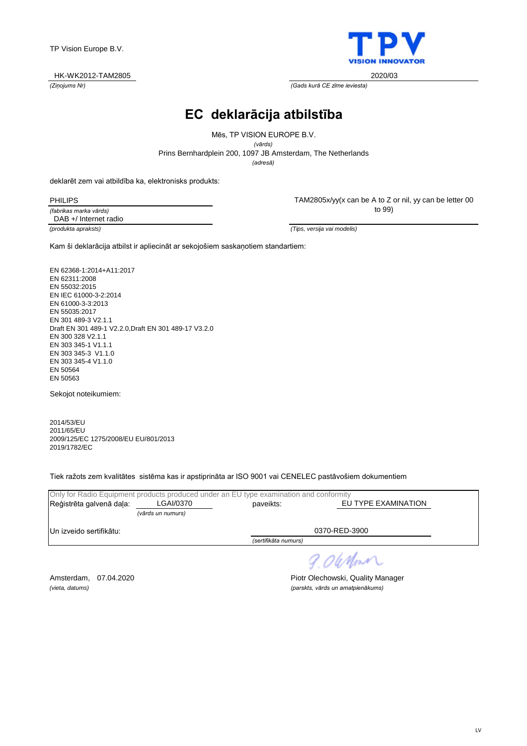TP Vision Europe B.V.

**TPV**
**VISION INNOVATOR**

| HK-WK2012-TAM2805 | 2020/03 |
|---|---|
| *(Ziņojums Nr)* | *(Gads kurā CE zīme ieviesta)* |

# EC deklarācija atbilstība

Mēs, TP VISION EUROPE B.V.
*(vārds)*
Prins Bernhardplein 200, 1097 JB Amsterdam, The Netherlands
*(adresā)*

deklarēt zem vai atbildība ka, elektronisks produkts:

| PHILIPS | TAM2805x/yy(x can be A to Z or nil, yy can be letter 00 to 99) |
|---|---|
| *(fabrikas marka vārds)* | |
| DAB +/ Internet radio | |
| *(produkta apraksts)* | *(Tips, versija vai modelis)* |

Kam ši deklarācija atbilst ir apliecināt ar sekojošiem saskaņotiem standartiem:

EN 62368-1:2014+A11:2017
EN 62311:2008
EN 55032:2015
EN IEC 61000-3-2:2014
EN 61000-3-3:2013
EN 55035:2017
EN 301 489-3 V2.1.1
Draft EN 301 489-1 V2.2.0,Draft EN 301 489-17 V3.2.0
EN 300 328 V2.1.1
EN 303 345-1 V1.1.1
EN 303 345-3 V1.1.0
EN 303 345-4 V1.1.0
EN 50564
EN 50563

Sekojot noteikumiem:

2014/53/EU
2011/65/EU
2009/125/EC 1275/2008/EU EU/801/2013
2019/1782/EC

Tiek ražots zem kvalitātes sistēma kas ir apstiprināta ar ISO 9001 vai CENELEC pastāvošiem dokumentiem

Only for Radio Equipment products produced under an EU type examination and conformity

| Reģistrēta galvenā daļa: | LGAI/0370 | paveikts: | EU TYPE EXAMINATION |
|---|---|---|---|
| | *(vārds un numurs)* | | |
| Un izveido sertifikātu: | | | 0370-RED-3900 |
| | | *(sertifikāta numurs)* | |

Amsterdam, 07.04.2020
*(vieta, datums)*

Piotr Olechowski, Quality Manager
*(parskts, vārds un amatpienākums)*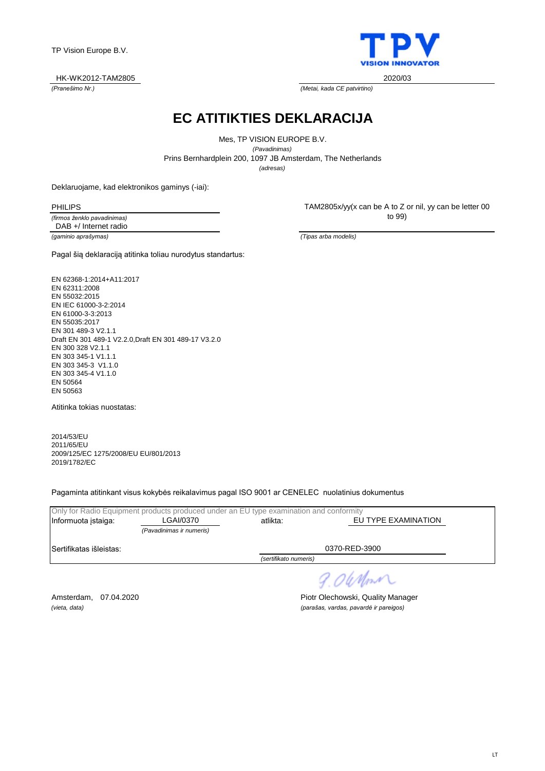TP Vision Europe B.V.

HK-WK2012-TAM2805
*(Pranešimo Nr.)*

2020/03
*(Metai, kada CE patvirtino)*

# EC ATITIKTIES DEKLARACIJA

Mes, TP VISION EUROPE B.V.
*(Pavadinimas)*
Prins Bernhardplein 200, 1097 JB Amsterdam, The Netherlands
*(adresas)*

Deklaruojame, kad elektronikos gaminys (-iai):

PHILIPS
*(firmos ženklo pavadinimas)*

DAB +/ Internet radio
*(gaminio aprašymas)*

TAM2805x/yy(x can be A to Z or nil, yy can be letter 00 to 99)
*(Tipas arba modelis)*

Pagal šią deklaraciją atitinka toliau nurodytus standartus:

EN 62368-1:2014+A11:2017
EN 62311:2008
EN 55032:2015
EN IEC 61000-3-2:2014
EN 61000-3-3:2013
EN 55035:2017
EN 301 489-3 V2.1.1
Draft EN 301 489-1 V2.2.0,Draft EN 301 489-17 V3.2.0
EN 300 328 V2.1.1
EN 303 345-1 V1.1.1
EN 303 345-3 V1.1.0
EN 303 345-4 V1.1.0
EN 50564
EN 50563

Atitinka tokias nuostatas:

2014/53/EU
2011/65/EU
2009/125/EC 1275/2008/EU EU/801/2013
2019/1782/EC

Pagaminta atitinkant visus kokybės reikalavimus pagal ISO 9001 ar CENELEC nuolatinius dokumentus

Only for Radio Equipment products produced under an EU type examination and conformity

Informuota įstaiga: LGAI/0370 *(Pavadinimas ir numeris)* atlikta: EU TYPE EXAMINATION

Sertifikatas išleistas: 0370-RED-3900 *(sertifikato numeris)*

Amsterdam, 07.04.2020
*(vieta, data)*

Piotr Olechowski, Quality Manager
*(parašas, vardas, pavardė ir pareigos)*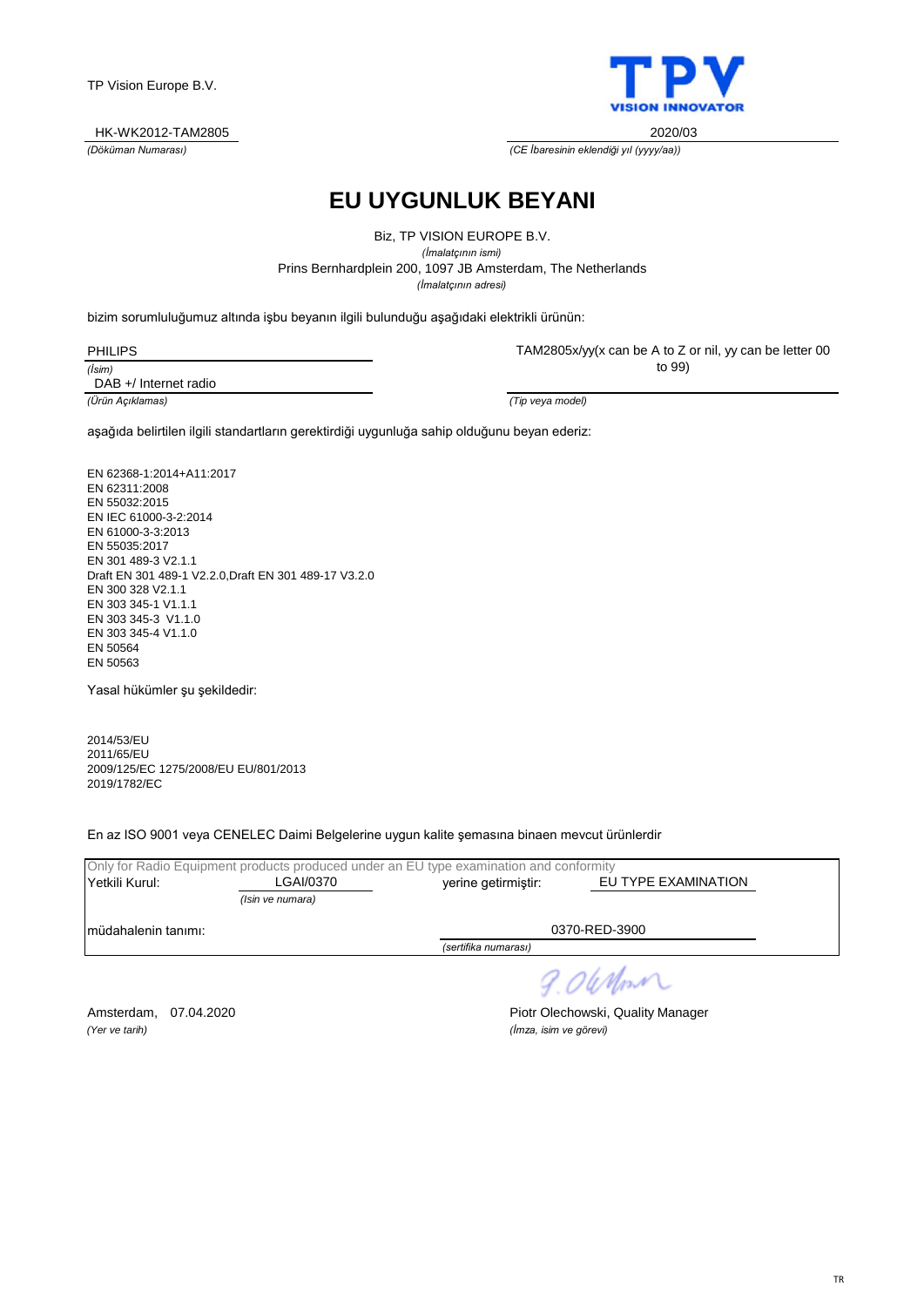TP Vision Europe B.V.

HK-WK2012-TAM2805
*(Döküman Numarası)*

2020/03
*(CE İbaresinin eklendiği yıl (yyyy/aa))*

# EU UYGUNLUK BEYANI

Biz, TP VISION EUROPE B.V.
*(İmalatçının ismi)*
Prins Bernhardplein 200, 1097 JB Amsterdam, The Netherlands
*(İmalatçının adresi)*

bizim sorumluluğumuz altında işbu beyanın ilgili bulunduğu aşağıdaki elektrikli ürünün:

PHILIPS
*(İsim)*

DAB +/ Internet radio
*(Ürün Açıklamas)*

TAM2805x/yy(x can be A to Z or nil, yy can be letter 00 to 99)
*(Tip veya model)*

aşağıda belirtilen ilgili standartların gerektirdiği uygunluğa sahip olduğunu beyan ederiz:

EN 62368-1:2014+A11:2017
EN 62311:2008
EN 55032:2015
EN IEC 61000-3-2:2014
EN 61000-3-3:2013
EN 55035:2017
EN 301 489-3 V2.1.1
Draft EN 301 489-1 V2.2.0,Draft EN 301 489-17 V3.2.0
EN 300 328 V2.1.1
EN 303 345-1 V1.1.1
EN 303 345-3 V1.1.0
EN 303 345-4 V1.1.0
EN 50564
EN 50563

Yasal hükümler şu şekildedir:

2014/53/EU
2011/65/EU
2009/125/EC 1275/2008/EU EU/801/2013
2019/1782/EC

En az ISO 9001 veya CENELEC Daimi Belgelerine uygun kalite şemasına binaen mevcut ürünlerdir

Only for Radio Equipment products produced under an EU type examination and conformity

Yetkili Kurul: LGAI/0370 *(Isin ve numara)* yerine getirmiştir: EU TYPE EXAMINATION

müdahalenin tanımı: 0370-RED-3900 *(sertifika numarası)*

Amsterdam, 07.04.2020
*(Yer ve tarih)*

Piotr Olechowski, Quality Manager
*(İmza, isim ve görevi)*